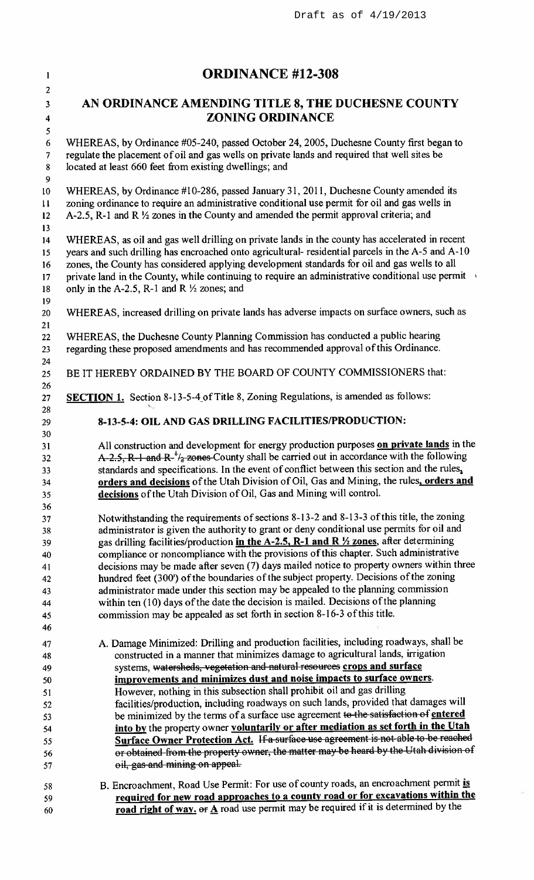Draft as of 4/19/2013

# ORDINANCE #12-308

## AN ORDINANCE AMENDING TITLE 8, THE DUCHESNE COUNTY ZONING ORDINANCE

WHEREAS, by Ordinance #05-240, passed October 24, 2005, Duchesne County first began to regulate the placement of oil and gas wells on private lands and required that well sites be located at least 660 feet from existing dwellings; and

WHEREAS, by Ordinance #10-286, passed January 31, 2011, Duchesne County amended its zoning ordinance to require an administrative conditional use permit for oil and gas wells in A-2.5, R-1 and R ½ zones in the County and amended the permit approval criteria; and

WHEREAS, as oil and gas well drilling on private lands in the county has accelerated in recent years and such drilling has encroached onto agricultural- residential parcels in the A-5 and A-10 zones, the County has considered applying development standards for oil and gas wells to all private land in the County, while continuing to require an administrative conditional use permit only in the A-2.5, R-1 and R ½ zones; and

WHEREAS, increased drilling on private lands has adverse impacts on surface owners, such as

WHEREAS, the Duchesne County Planning Commission has conducted a public hearing regarding these proposed amendments and has recommended approval of this Ordinance.

BE IT HEREBY ORDAINED BY THE BOARD OF COUNTY COMMISSIONERS that:

**SECTION 1.** Section 8-13-5-4 of Title 8, Zoning Regulations, is amended as follows:

### 8-13-5-4: OIL AND GAS DRILLING FACILITIES/PRODUCTION:

All construction and development for energy production purposes **on private lands** in the ~~A-2.5, R-1 and R-½ zones~~ County shall be carried out in accordance with the following standards and specifications. In the event of conflict between this section and the rules**, orders and decisions** of the Utah Division of Oil, Gas and Mining, the rules**, orders and decisions** of the Utah Division of Oil, Gas and Mining will control.

Notwithstanding the requirements of sections 8-13-2 and 8-13-3 of this title, the zoning administrator is given the authority to grant or deny conditional use permits for oil and gas drilling facilities/production **in the A-2.5, R-1 and R ½ zones**, after determining compliance or noncompliance with the provisions of this chapter. Such administrative decisions may be made after seven (7) days mailed notice to property owners within three hundred feet (300') of the boundaries of the subject property. Decisions of the zoning administrator made under this section may be appealed to the planning commission within ten (10) days of the date the decision is mailed. Decisions of the planning commission may be appealed as set forth in section 8-16-3 of this title.

A. Damage Minimized: Drilling and production facilities, including roadways, shall be constructed in a manner that minimizes damage to agricultural lands, irrigation systems, ~~watersheds, vegetation and natural resources~~ **crops and surface improvements and minimizes dust and noise impacts to surface owners**. However, nothing in this subsection shall prohibit oil and gas drilling facilities/production, including roadways on such lands, provided that damages will be minimized by the terms of a surface use agreement ~~to the satisfaction of~~ **entered into by** the property owner **voluntarily or after mediation as set forth in the Utah Surface Owner Protection Act.** ~~If a surface use agreement is not able to be reached or obtained from the property owner, the matter may be heard by the Utah division of oil, gas and mining on appeal.~~

B. Encroachment, Road Use Permit: For use of county roads, an encroachment permit **is required for new road approaches to a county road or for excavations within the road right of way.** ~~or~~ **A** road use permit may be required if it is determined by the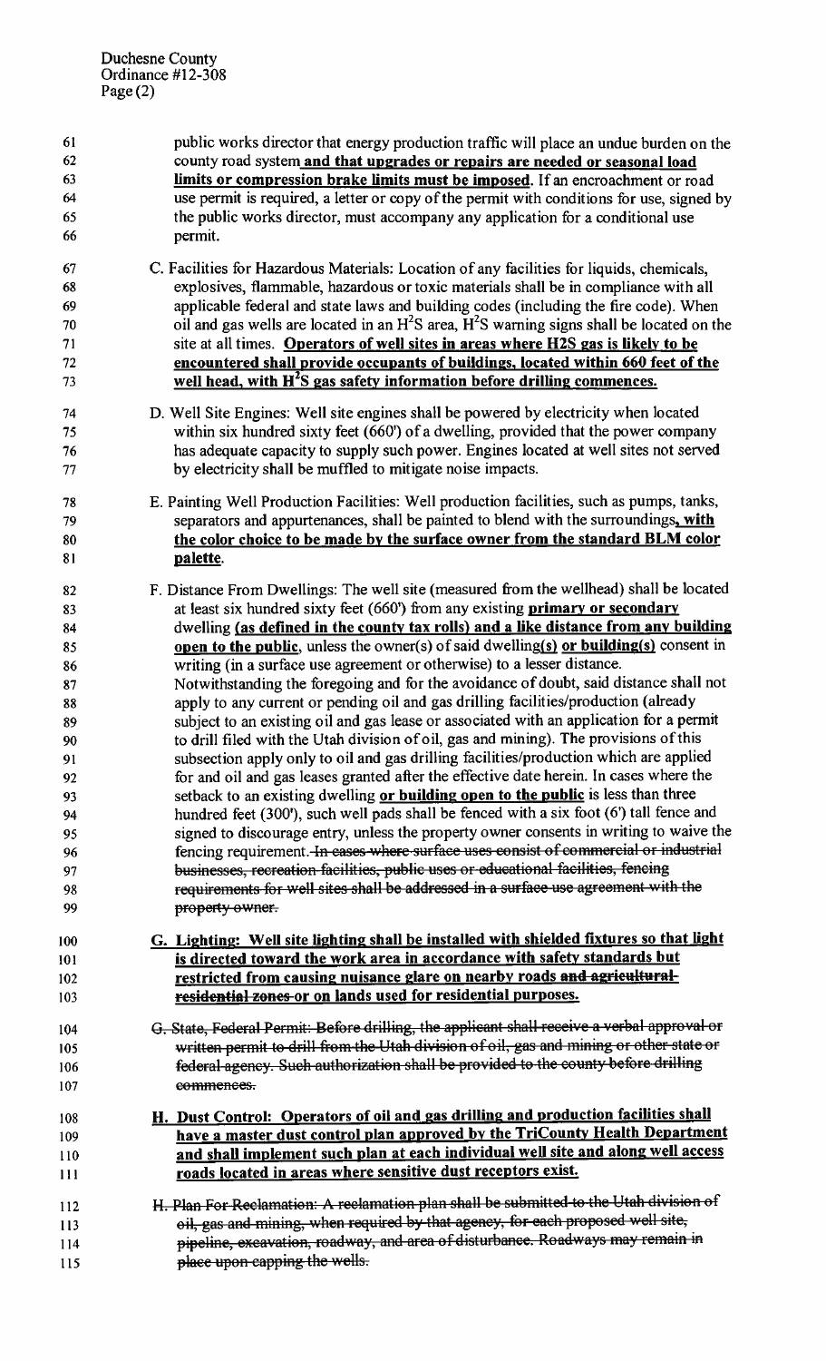public works director that energy production traffic will place an undue burden on the county road system **and that upgrades or repairs are needed or seasonal load limits or compression brake limits must be imposed**. If an encroachment or road use permit is required, a letter or copy of the permit with conditions for use, signed by the public works director, must accompany any application for a conditional use permit.

C. Facilities for Hazardous Materials: Location of any facilities for liquids, chemicals, explosives, flammable, hazardous or toxic materials shall be in compliance with all applicable federal and state laws and building codes (including the fire code). When oil and gas wells are located in an $H^2S$ area, $H^2S$ warning signs shall be located on the site at all times. **Operators of well sites in areas where H2S gas is likely to be encountered shall provide occupants of buildings, located within 660 feet of the well head, with $H^2S$ gas safety information before drilling commences.**

D. Well Site Engines: Well site engines shall be powered by electricity when located within six hundred sixty feet (660') of a dwelling, provided that the power company has adequate capacity to supply such power. Engines located at well sites not served by electricity shall be muffled to mitigate noise impacts.

E. Painting Well Production Facilities: Well production facilities, such as pumps, tanks, separators and appurtenances, shall be painted to blend with the surroundings**, with the color choice to be made by the surface owner from the standard BLM color palette**.

F. Distance From Dwellings: The well site (measured from the wellhead) shall be located at least six hundred sixty feet (660') from any existing **primary or secondary** dwelling **(as defined in the county tax rolls) and a like distance from any building open to the public**, unless the owner(s) of said dwelling**(s) or building(s)** consent in writing (in a surface use agreement or otherwise) to a lesser distance. Notwithstanding the foregoing and for the avoidance of doubt, said distance shall not apply to any current or pending oil and gas drilling facilities/production (already subject to an existing oil and gas lease or associated with an application for a permit to drill filed with the Utah division of oil, gas and mining). The provisions of this subsection apply only to oil and gas drilling facilities/production which are applied for and oil and gas leases granted after the effective date herein. In cases where the setback to an existing dwelling **or building open to the public** is less than three hundred feet (300'), such well pads shall be fenced with a six foot (6') tall fence and signed to discourage entry, unless the property owner consents in writing to waive the fencing requirement. ~~In cases where surface uses consist of commercial or industrial businesses, recreation facilities, public uses or educational facilities, fencing requirements for well sites shall be addressed in a surface use agreement with the property owner.~~

**G. Lighting: Well site lighting shall be installed with shielded fixtures so that light is directed toward the work area in accordance with safety standards but restricted from causing nuisance glare on nearby roads ~~and agricultural-residential zones~~ or on lands used for residential purposes.**

~~G. State, Federal Permit: Before drilling, the applicant shall receive a verbal approval or written permit to drill from the Utah division of oil, gas and mining or other state or federal agency. Such authorization shall be provided to the county before drilling commences.~~

**H. Dust Control: Operators of oil and gas drilling and production facilities shall have a master dust control plan approved by the TriCounty Health Department and shall implement such plan at each individual well site and along well access roads located in areas where sensitive dust receptors exist.**

~~H. Plan For Reclamation: A reclamation plan shall be submitted to the Utah division of oil, gas and mining, when required by that agency, for each proposed well site, pipeline, excavation, roadway, and area of disturbance. Roadways may remain in place upon capping the wells.~~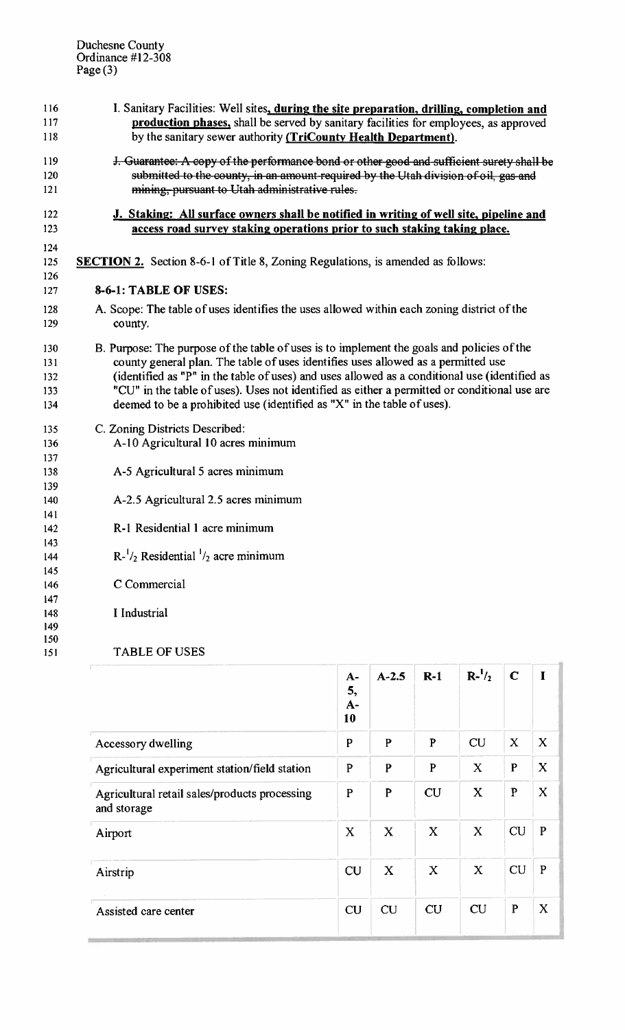I. Sanitary Facilities: Well sites, **<u>during the site preparation, drilling, completion and production phases,</u>** shall be served by sanitary facilities for employees, as approved by the sanitary sewer authority **<u>(TriCounty Health Department)</u>**.

~~J. Guarantee: A copy of the performance bond or other good and sufficient surety shall be submitted to the county, in an amount required by the Utah division of oil, gas and mining, pursuant to Utah administrative rules.~~

**<u>J. Staking: All surface owners shall be notified in writing of well site, pipeline and access road survey staking operations prior to such staking taking place.</u>**

**<u>SECTION 2.</u>** Section 8-6-1 of Title 8, Zoning Regulations, is amended as follows:

**8-6-1: TABLE OF USES:**

A. Scope: The table of uses identifies the uses allowed within each zoning district of the county.

B. Purpose: The purpose of the table of uses is to implement the goals and policies of the county general plan. The table of uses identifies uses allowed as a permitted use (identified as "P" in the table of uses) and uses allowed as a conditional use (identified as "CU" in the table of uses). Uses not identified as either a permitted or conditional use are deemed to be a prohibited use (identified as "X" in the table of uses).

C. Zoning Districts Described:

A-10 Agricultural 10 acres minimum

A-5 Agricultural 5 acres minimum

A-2.5 Agricultural 2.5 acres minimum

R-1 Residential 1 acre minimum

R-1/2 Residential 1/2 acre minimum

C Commercial

I Industrial

TABLE OF USES

| | A-5, A-10 | A-2.5 | R-1 | R-1/2 | C | I |
|---|---|---|---|---|---|---|
| Accessory dwelling | P | P | P | CU | X | X |
| Agricultural experiment station/field station | P | P | P | X | P | X |
| Agricultural retail sales/products processing and storage | P | P | CU | X | P | X |
| Airport | X | X | X | X | CU | P |
| Airstrip | CU | X | X | X | CU | P |
| Assisted care center | CU | CU | CU | CU | P | X |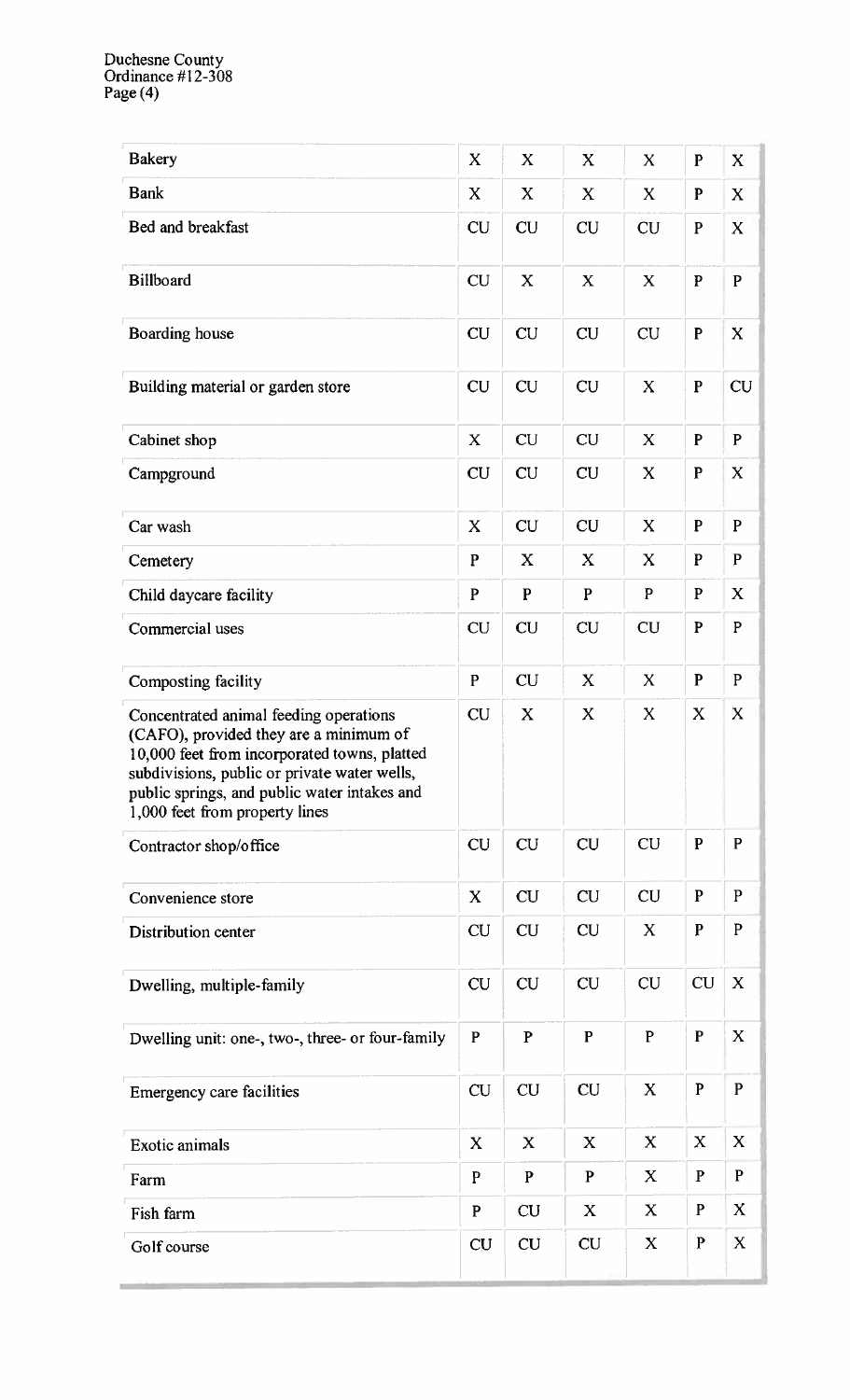| | | | | | | |
|---|---|---|---|---|---|---|
| Bakery | X | X | X | X | P | X |
| Bank | X | X | X | X | P | X |
| Bed and breakfast | CU | CU | CU | CU | P | X |
| Billboard | CU | X | X | X | P | P |
| Boarding house | CU | CU | CU | CU | P | X |
| Building material or garden store | CU | CU | CU | X | P | CU |
| Cabinet shop | X | CU | CU | X | P | P |
| Campground | CU | CU | CU | X | P | X |
| Car wash | X | CU | CU | X | P | P |
| Cemetery | P | X | X | X | P | P |
| Child daycare facility | P | P | P | P | P | X |
| Commercial uses | CU | CU | CU | CU | P | P |
| Composting facility | P | CU | X | X | P | P |
| Concentrated animal feeding operations (CAFO), provided they are a minimum of 10,000 feet from incorporated towns, platted subdivisions, public or private water wells, public springs, and public water intakes and 1,000 feet from property lines | CU | X | X | X | X | X |
| Contractor shop/office | CU | CU | CU | CU | P | P |
| Convenience store | X | CU | CU | CU | P | P |
| Distribution center | CU | CU | CU | X | P | P |
| Dwelling, multiple-family | CU | CU | CU | CU | CU | X |
| Dwelling unit: one-, two-, three- or four-family | P | P | P | P | P | X |
| Emergency care facilities | CU | CU | CU | X | P | P |
| Exotic animals | X | X | X | X | X | X |
| Farm | P | P | P | X | P | P |
| Fish farm | P | CU | X | X | P | X |
| Golf course | CU | CU | CU | X | P | X |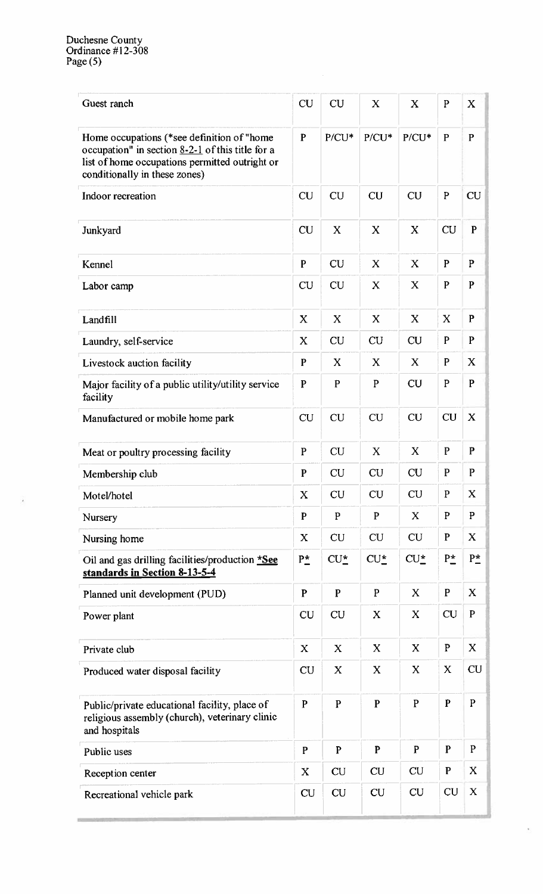| | | | | | | |
|---|---|---|---|---|---|---|
| Guest ranch | CU | CU | X | X | P | X |
| Home occupations (*see definition of "home occupation" in section 8-2-1 of this title for a list of home occupations permitted outright or conditionally in these zones) | P | P/CU* | P/CU* | P/CU* | P | P |
| Indoor recreation | CU | CU | CU | CU | P | CU |
| Junkyard | CU | X | X | X | CU | P |
| Kennel | P | CU | X | X | P | P |
| Labor camp | CU | CU | X | X | P | P |
| Landfill | X | X | X | X | X | P |
| Laundry, self-service | X | CU | CU | CU | P | P |
| Livestock auction facility | P | X | X | X | P | X |
| Major facility of a public utility/utility service facility | P | P | P | CU | P | P |
| Manufactured or mobile home park | CU | CU | CU | CU | CU | X |
| Meat or poultry processing facility | P | CU | X | X | P | P |
| Membership club | P | CU | CU | CU | P | P |
| Motel/hotel | X | CU | CU | CU | P | X |
| Nursery | P | P | P | X | P | P |
| Nursing home | X | CU | CU | CU | P | X |
| Oil and gas drilling facilities/production ***See standards in Section 8-13-5-4** | P* | CU* | CU* | CU* | P* | P* |
| Planned unit development (PUD) | P | P | P | X | P | X |
| Power plant | CU | CU | X | X | CU | P |
| Private club | X | X | X | X | P | X |
| Produced water disposal facility | CU | X | X | X | X | CU |
| Public/private educational facility, place of religious assembly (church), veterinary clinic and hospitals | P | P | P | P | P | P |
| Public uses | P | P | P | P | P | P |
| Reception center | X | CU | CU | CU | P | X |
| Recreational vehicle park | CU | CU | CU | CU | CU | X |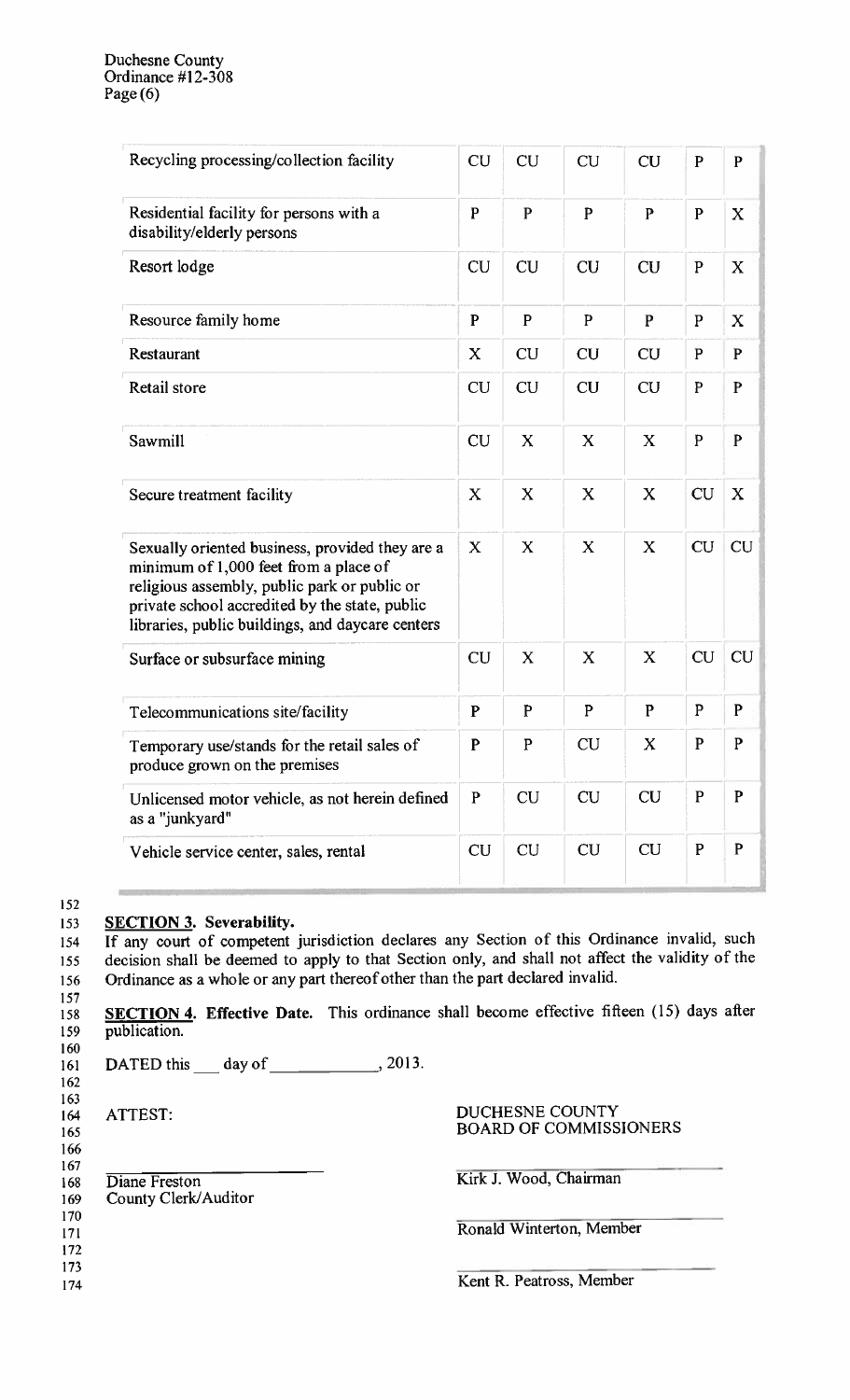| | | | | | | |
|---|---|---|---|---|---|---|
| Recycling processing/collection facility | CU | CU | CU | CU | P | P |
| Residential facility for persons with a disability/elderly persons | P | P | P | P | P | X |
| Resort lodge | CU | CU | CU | CU | P | X |
| Resource family home | P | P | P | P | P | X |
| Restaurant | X | CU | CU | CU | P | P |
| Retail store | CU | CU | CU | CU | P | P |
| Sawmill | CU | X | X | X | P | P |
| Secure treatment facility | X | X | X | X | CU | X |
| Sexually oriented business, provided they are a minimum of 1,000 feet from a place of religious assembly, public park or public or private school accredited by the state, public libraries, public buildings, and daycare centers | X | X | X | X | CU | CU |
| Surface or subsurface mining | CU | X | X | X | CU | CU |
| Telecommunications site/facility | P | P | P | P | P | P |
| Temporary use/stands for the retail sales of produce grown on the premises | P | P | CU | X | P | P |
| Unlicensed motor vehicle, as not herein defined as a "junkyard" | P | CU | CU | CU | P | P |
| Vehicle service center, sales, rental | CU | CU | CU | CU | P | P |

152

153 **SECTION 3. Severability.**
154 If any court of competent jurisdiction declares any Section of this Ordinance invalid, such
155 decision shall be deemed to apply to that Section only, and shall not affect the validity of the
156 Ordinance as a whole or any part thereof other than the part declared invalid.
157
158 **SECTION 4. Effective Date.** This ordinance shall become effective fifteen (15) days after
159 publication.
160
161 DATED this ___ day of ____________, 2013.
162
163
164 ATTEST:

DUCHESNE COUNTY
165 BOARD OF COMMISSIONERS
166
167
168 Diane Freston
169 County Clerk/Auditor

Kirk J. Wood, Chairman
170
171 Ronald Winterton, Member
172
173
174 Kent R. Peatross, Member